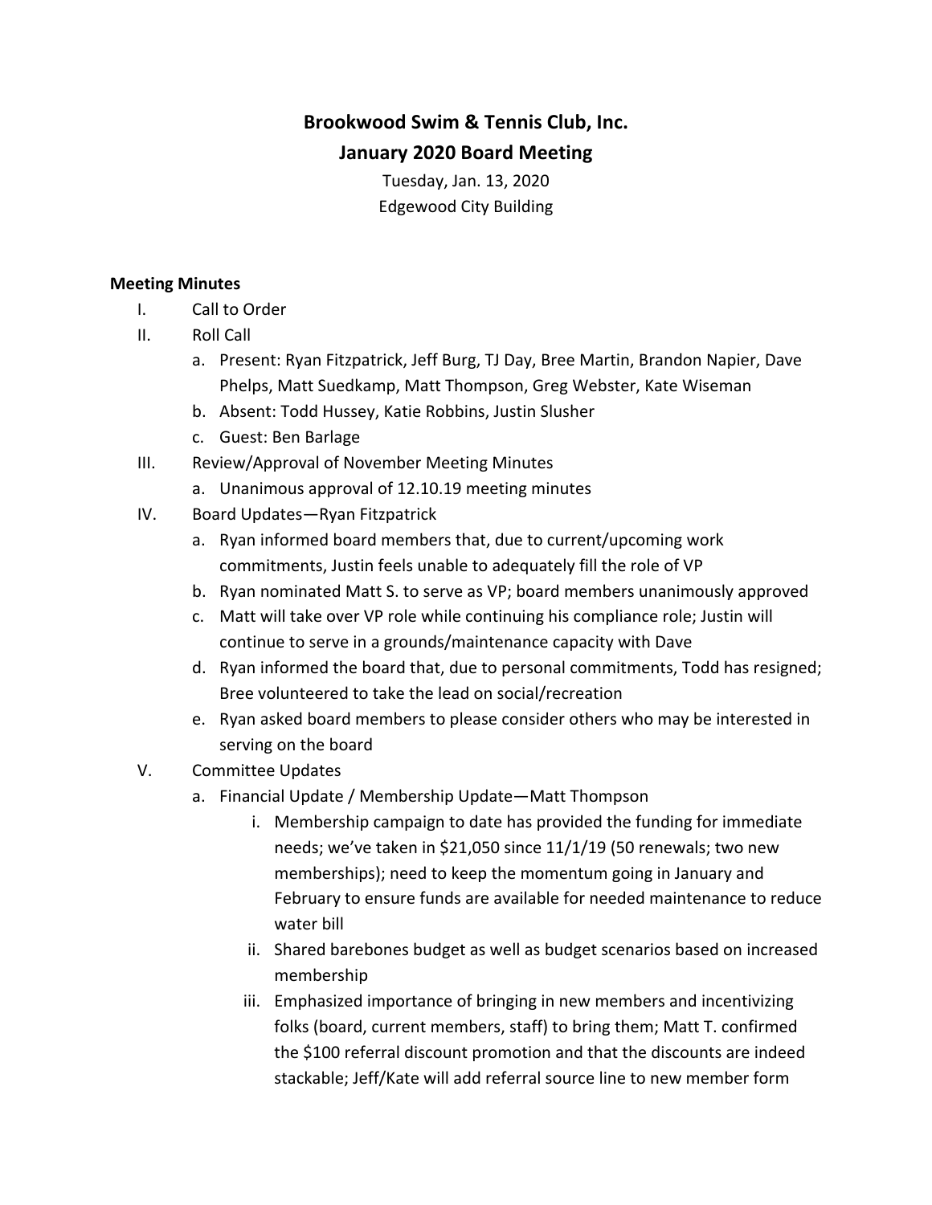# Brookwood Swim & Tennis Club, Inc.
## January 2020 Board Meeting

Tuesday, Jan. 13, 2020
Edgewood City Building

**Meeting Minutes**

I. Call to Order

II. Roll Call
   a. Present: Ryan Fitzpatrick, Jeff Burg, TJ Day, Bree Martin, Brandon Napier, Dave Phelps, Matt Suedkamp, Matt Thompson, Greg Webster, Kate Wiseman
   b. Absent: Todd Hussey, Katie Robbins, Justin Slusher
   c. Guest: Ben Barlage

III. Review/Approval of November Meeting Minutes
   a. Unanimous approval of 12.10.19 meeting minutes

IV. Board Updates—Ryan Fitzpatrick
   a. Ryan informed board members that, due to current/upcoming work commitments, Justin feels unable to adequately fill the role of VP
   b. Ryan nominated Matt S. to serve as VP; board members unanimously approved
   c. Matt will take over VP role while continuing his compliance role; Justin will continue to serve in a grounds/maintenance capacity with Dave
   d. Ryan informed the board that, due to personal commitments, Todd has resigned; Bree volunteered to take the lead on social/recreation
   e. Ryan asked board members to please consider others who may be interested in serving on the board

V. Committee Updates
   a. Financial Update / Membership Update—Matt Thompson
      i. Membership campaign to date has provided the funding for immediate needs; we've taken in $21,050 since 11/1/19 (50 renewals; two new memberships); need to keep the momentum going in January and February to ensure funds are available for needed maintenance to reduce water bill
      ii. Shared barebones budget as well as budget scenarios based on increased membership
      iii. Emphasized importance of bringing in new members and incentivizing folks (board, current members, staff) to bring them; Matt T. confirmed the $100 referral discount promotion and that the discounts are indeed stackable; Jeff/Kate will add referral source line to new member form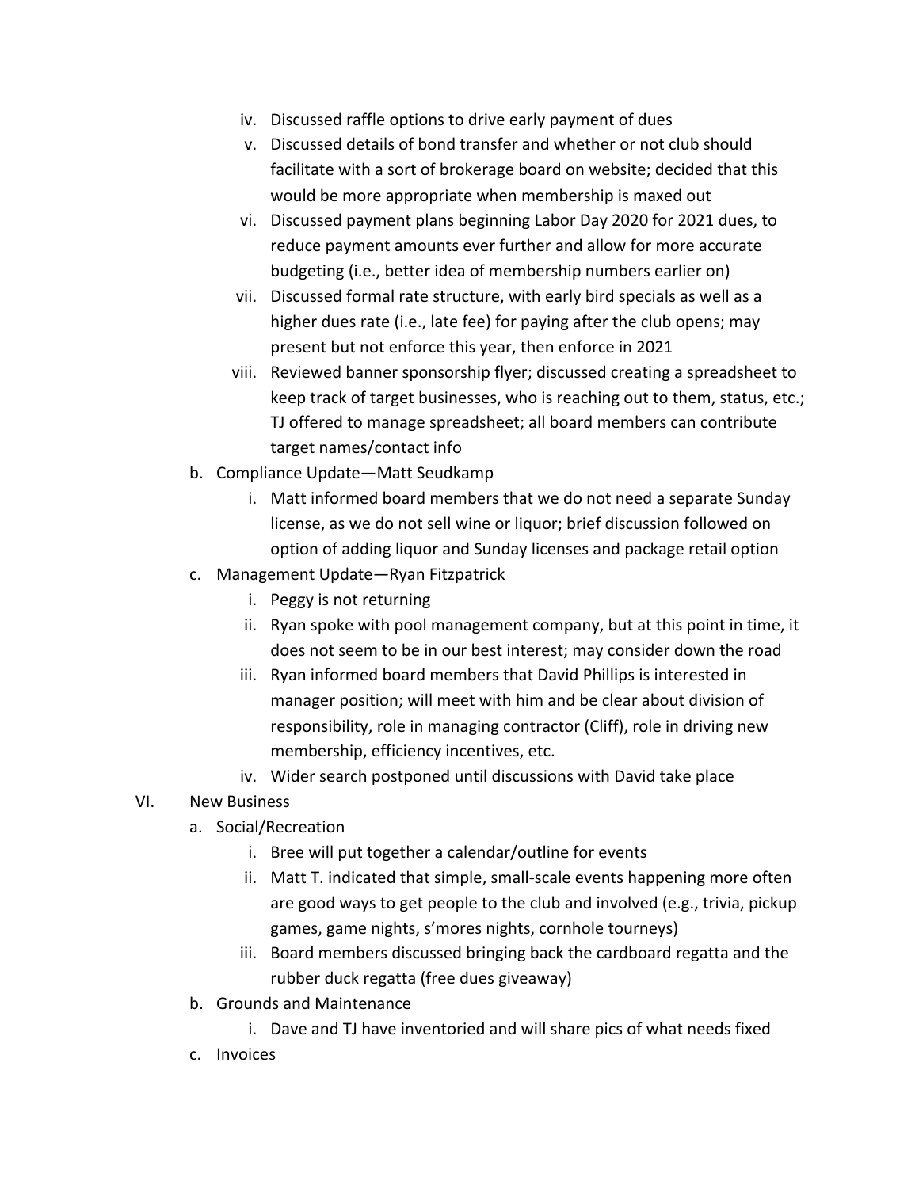iv. Discussed raffle options to drive early payment of dues
   v. Discussed details of bond transfer and whether or not club should facilitate with a sort of brokerage board on website; decided that this would be more appropriate when membership is maxed out
   vi. Discussed payment plans beginning Labor Day 2020 for 2021 dues, to reduce payment amounts ever further and allow for more accurate budgeting (i.e., better idea of membership numbers earlier on)
   vii. Discussed formal rate structure, with early bird specials as well as a higher dues rate (i.e., late fee) for paying after the club opens; may present but not enforce this year, then enforce in 2021
   viii. Reviewed banner sponsorship flyer; discussed creating a spreadsheet to keep track of target businesses, who is reaching out to them, status, etc.; TJ offered to manage spreadsheet; all board members can contribute target names/contact info

b. Compliance Update—Matt Seudkamp
   i. Matt informed board members that we do not need a separate Sunday license, as we do not sell wine or liquor; brief discussion followed on option of adding liquor and Sunday licenses and package retail option

c. Management Update—Ryan Fitzpatrick
   i. Peggy is not returning
   ii. Ryan spoke with pool management company, but at this point in time, it does not seem to be in our best interest; may consider down the road
   iii. Ryan informed board members that David Phillips is interested in manager position; will meet with him and be clear about division of responsibility, role in managing contractor (Cliff), role in driving new membership, efficiency incentives, etc.
   iv. Wider search postponed until discussions with David take place

VI. New Business

a. Social/Recreation
   i. Bree will put together a calendar/outline for events
   ii. Matt T. indicated that simple, small-scale events happening more often are good ways to get people to the club and involved (e.g., trivia, pickup games, game nights, s'mores nights, cornhole tourneys)
   iii. Board members discussed bringing back the cardboard regatta and the rubber duck regatta (free dues giveaway)

b. Grounds and Maintenance
   i. Dave and TJ have inventoried and will share pics of what needs fixed

c. Invoices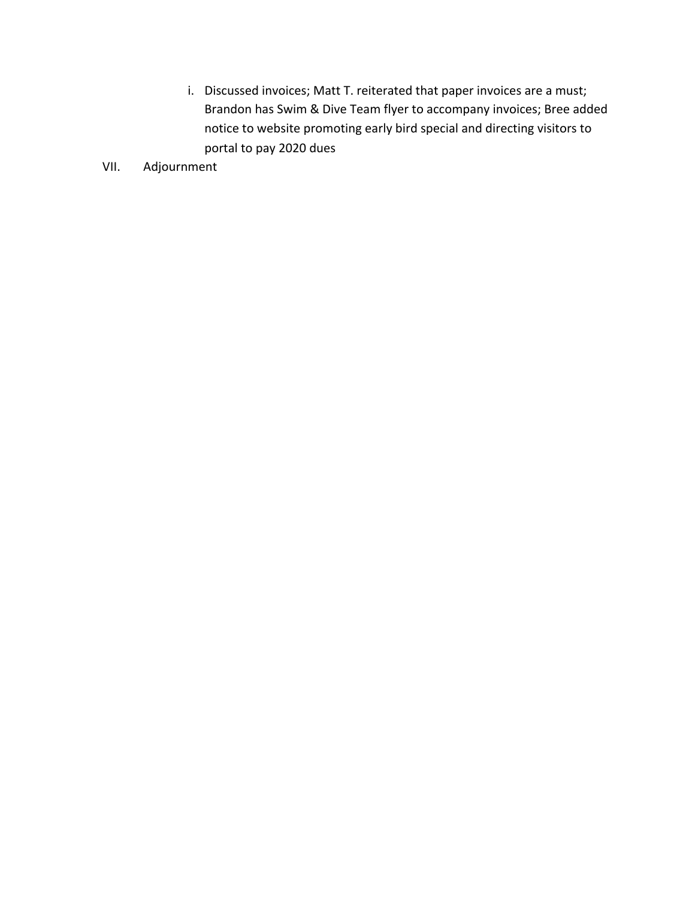i. Discussed invoices; Matt T. reiterated that paper invoices are a must; Brandon has Swim & Dive Team flyer to accompany invoices; Bree added notice to website promoting early bird special and directing visitors to portal to pay 2020 dues

VII. Adjournment